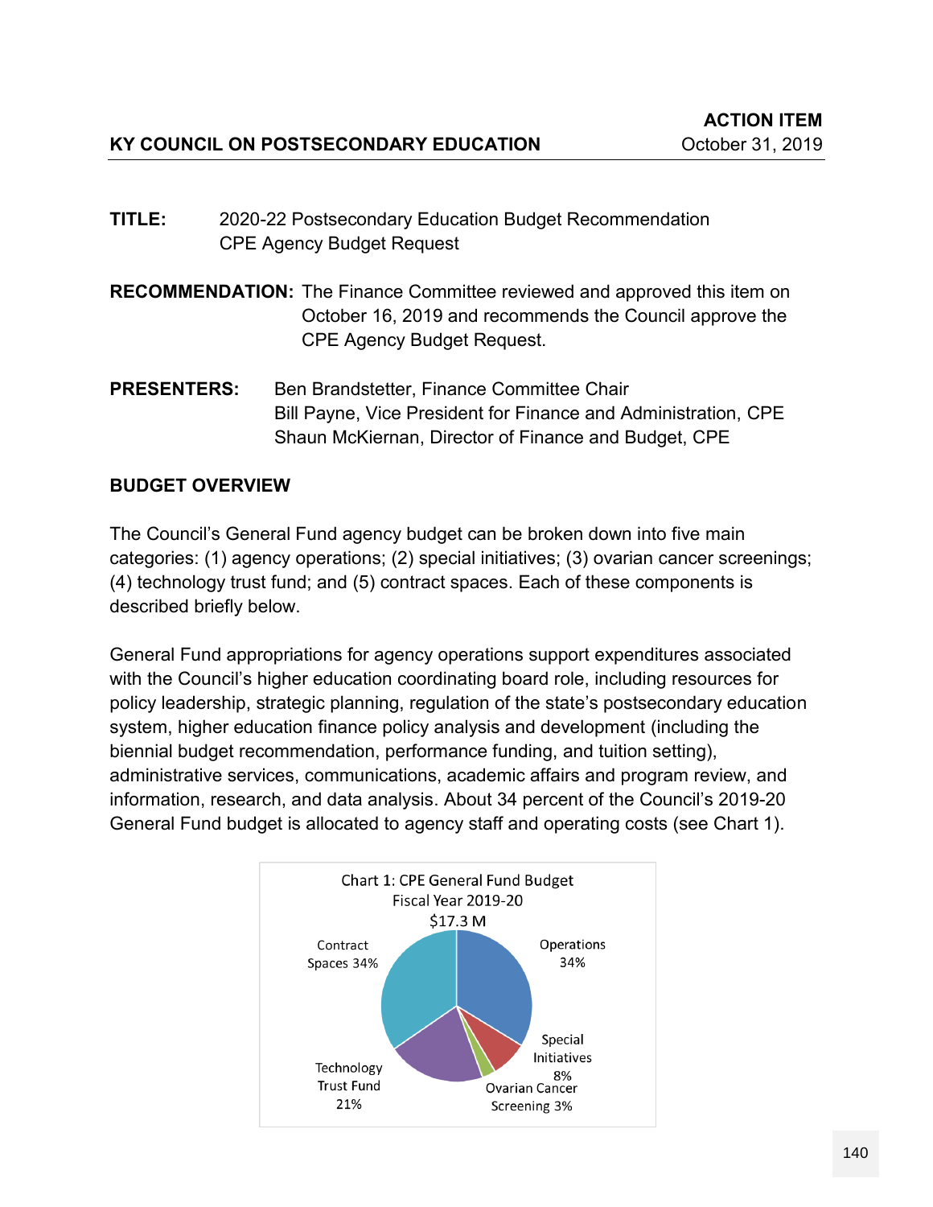**KY COUNCIL ON POSTSECONDARY EDUCATION**

**ACTION ITEM**
October 31, 2019

**TITLE:** 2020-22 Postsecondary Education Budget Recommendation
CPE Agency Budget Request

**RECOMMENDATION:** The Finance Committee reviewed and approved this item on October 16, 2019 and recommends the Council approve the CPE Agency Budget Request.

**PRESENTERS:** Ben Brandstetter, Finance Committee Chair
Bill Payne, Vice President for Finance and Administration, CPE
Shaun McKiernan, Director of Finance and Budget, CPE

## BUDGET OVERVIEW

The Council's General Fund agency budget can be broken down into five main categories: (1) agency operations; (2) special initiatives; (3) ovarian cancer screenings; (4) technology trust fund; and (5) contract spaces. Each of these components is described briefly below.

General Fund appropriations for agency operations support expenditures associated with the Council's higher education coordinating board role, including resources for policy leadership, strategic planning, regulation of the state's postsecondary education system, higher education finance policy analysis and development (including the biennial budget recommendation, performance funding, and tuition setting), administrative services, communications, academic affairs and program review, and information, research, and data analysis. About 34 percent of the Council's 2019-20 General Fund budget is allocated to agency staff and operating costs (see Chart 1).

Chart 1: CPE General Fund Budget
Fiscal Year 2019-20
$17.3 M

| Category | Share |
|---|---|
| Operations | 34% |
| Special Initiatives | 8% |
| Ovarian Cancer Screening | 3% |
| Technology Trust Fund | 21% |
| Contract Spaces | 34% |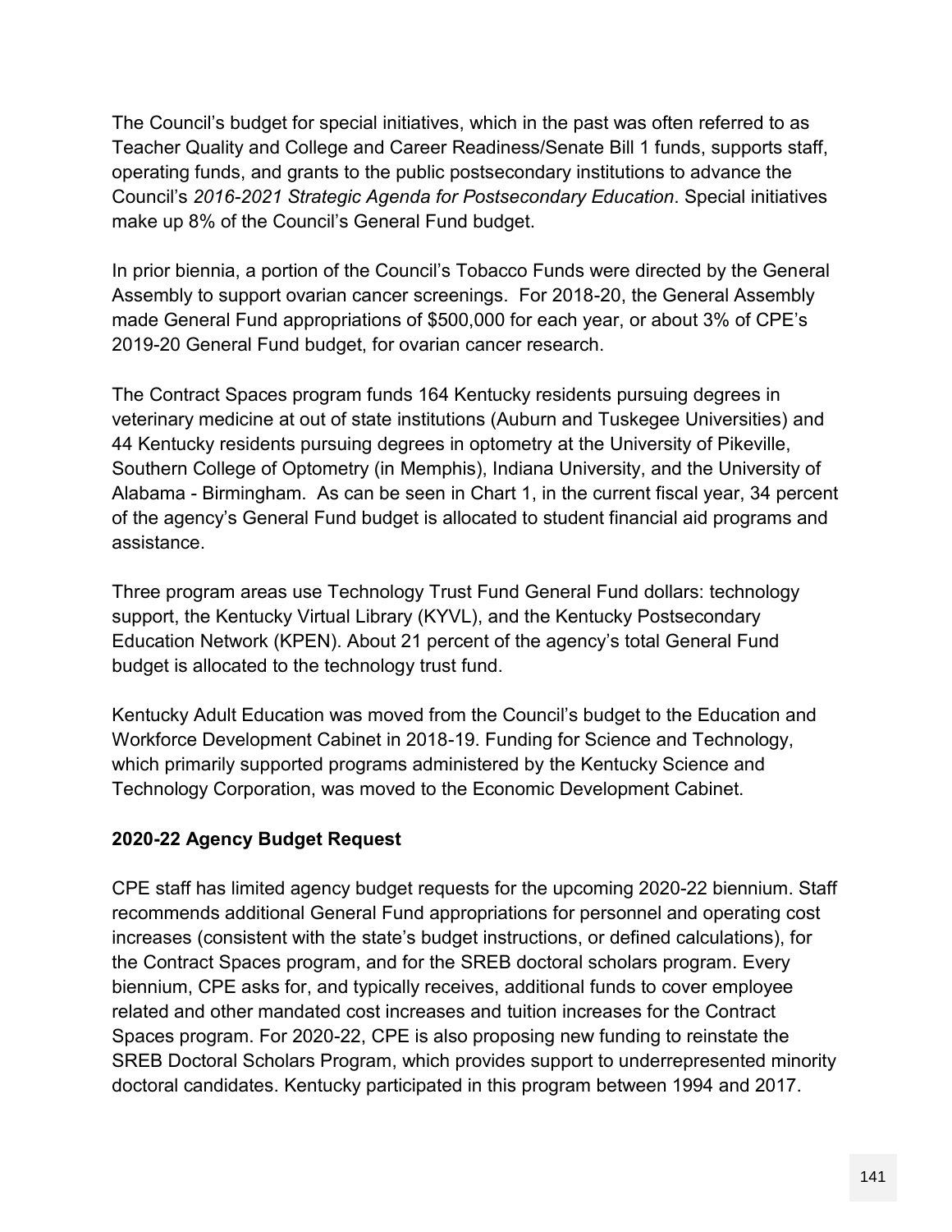The Council's budget for special initiatives, which in the past was often referred to as Teacher Quality and College and Career Readiness/Senate Bill 1 funds, supports staff, operating funds, and grants to the public postsecondary institutions to advance the Council's *2016-2021 Strategic Agenda for Postsecondary Education*. Special initiatives make up 8% of the Council's General Fund budget.

In prior biennia, a portion of the Council's Tobacco Funds were directed by the General Assembly to support ovarian cancer screenings. For 2018-20, the General Assembly made General Fund appropriations of $500,000 for each year, or about 3% of CPE's 2019-20 General Fund budget, for ovarian cancer research.

The Contract Spaces program funds 164 Kentucky residents pursuing degrees in veterinary medicine at out of state institutions (Auburn and Tuskegee Universities) and 44 Kentucky residents pursuing degrees in optometry at the University of Pikeville, Southern College of Optometry (in Memphis), Indiana University, and the University of Alabama - Birmingham. As can be seen in Chart 1, in the current fiscal year, 34 percent of the agency's General Fund budget is allocated to student financial aid programs and assistance.

Three program areas use Technology Trust Fund General Fund dollars: technology support, the Kentucky Virtual Library (KYVL), and the Kentucky Postsecondary Education Network (KPEN). About 21 percent of the agency's total General Fund budget is allocated to the technology trust fund.

Kentucky Adult Education was moved from the Council's budget to the Education and Workforce Development Cabinet in 2018-19. Funding for Science and Technology, which primarily supported programs administered by the Kentucky Science and Technology Corporation, was moved to the Economic Development Cabinet.

**2020-22 Agency Budget Request**

CPE staff has limited agency budget requests for the upcoming 2020-22 biennium. Staff recommends additional General Fund appropriations for personnel and operating cost increases (consistent with the state's budget instructions, or defined calculations), for the Contract Spaces program, and for the SREB doctoral scholars program. Every biennium, CPE asks for, and typically receives, additional funds to cover employee related and other mandated cost increases and tuition increases for the Contract Spaces program. For 2020-22, CPE is also proposing new funding to reinstate the SREB Doctoral Scholars Program, which provides support to underrepresented minority doctoral candidates. Kentucky participated in this program between 1994 and 2017.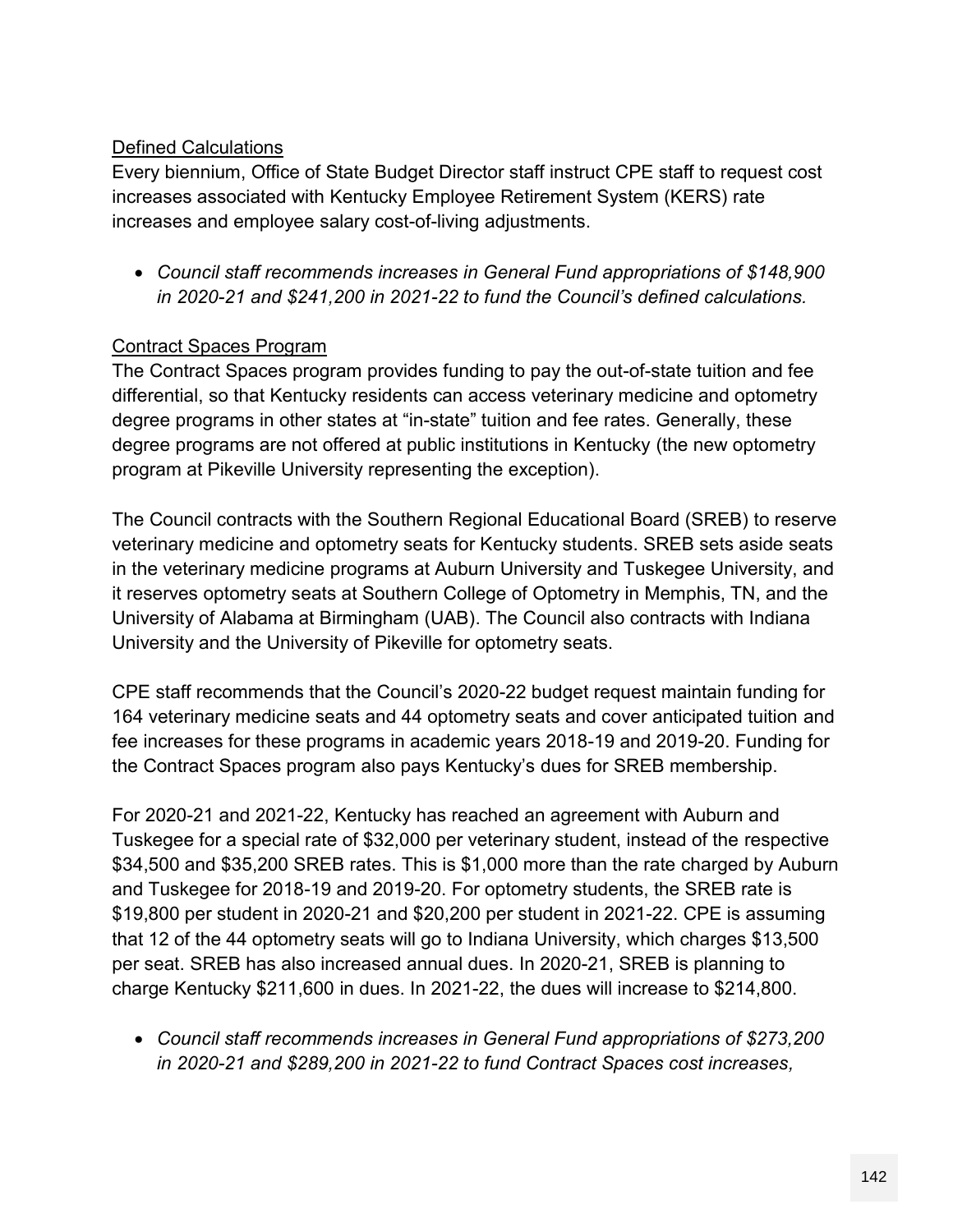<u>Defined Calculations</u>

Every biennium, Office of State Budget Director staff instruct CPE staff to request cost increases associated with Kentucky Employee Retirement System (KERS) rate increases and employee salary cost-of-living adjustments.

- *Council staff recommends increases in General Fund appropriations of $148,900 in 2020-21 and $241,200 in 2021-22 to fund the Council's defined calculations.*

<u>Contract Spaces Program</u>

The Contract Spaces program provides funding to pay the out-of-state tuition and fee differential, so that Kentucky residents can access veterinary medicine and optometry degree programs in other states at "in-state" tuition and fee rates. Generally, these degree programs are not offered at public institutions in Kentucky (the new optometry program at Pikeville University representing the exception).

The Council contracts with the Southern Regional Educational Board (SREB) to reserve veterinary medicine and optometry seats for Kentucky students. SREB sets aside seats in the veterinary medicine programs at Auburn University and Tuskegee University, and it reserves optometry seats at Southern College of Optometry in Memphis, TN, and the University of Alabama at Birmingham (UAB). The Council also contracts with Indiana University and the University of Pikeville for optometry seats.

CPE staff recommends that the Council's 2020-22 budget request maintain funding for 164 veterinary medicine seats and 44 optometry seats and cover anticipated tuition and fee increases for these programs in academic years 2018-19 and 2019-20. Funding for the Contract Spaces program also pays Kentucky's dues for SREB membership.

For 2020-21 and 2021-22, Kentucky has reached an agreement with Auburn and Tuskegee for a special rate of $32,000 per veterinary student, instead of the respective $34,500 and $35,200 SREB rates. This is $1,000 more than the rate charged by Auburn and Tuskegee for 2018-19 and 2019-20. For optometry students, the SREB rate is $19,800 per student in 2020-21 and $20,200 per student in 2021-22. CPE is assuming that 12 of the 44 optometry seats will go to Indiana University, which charges $13,500 per seat. SREB has also increased annual dues. In 2020-21, SREB is planning to charge Kentucky $211,600 in dues. In 2021-22, the dues will increase to $214,800.

- *Council staff recommends increases in General Fund appropriations of $273,200 in 2020-21 and $289,200 in 2021-22 to fund Contract Spaces cost increases,*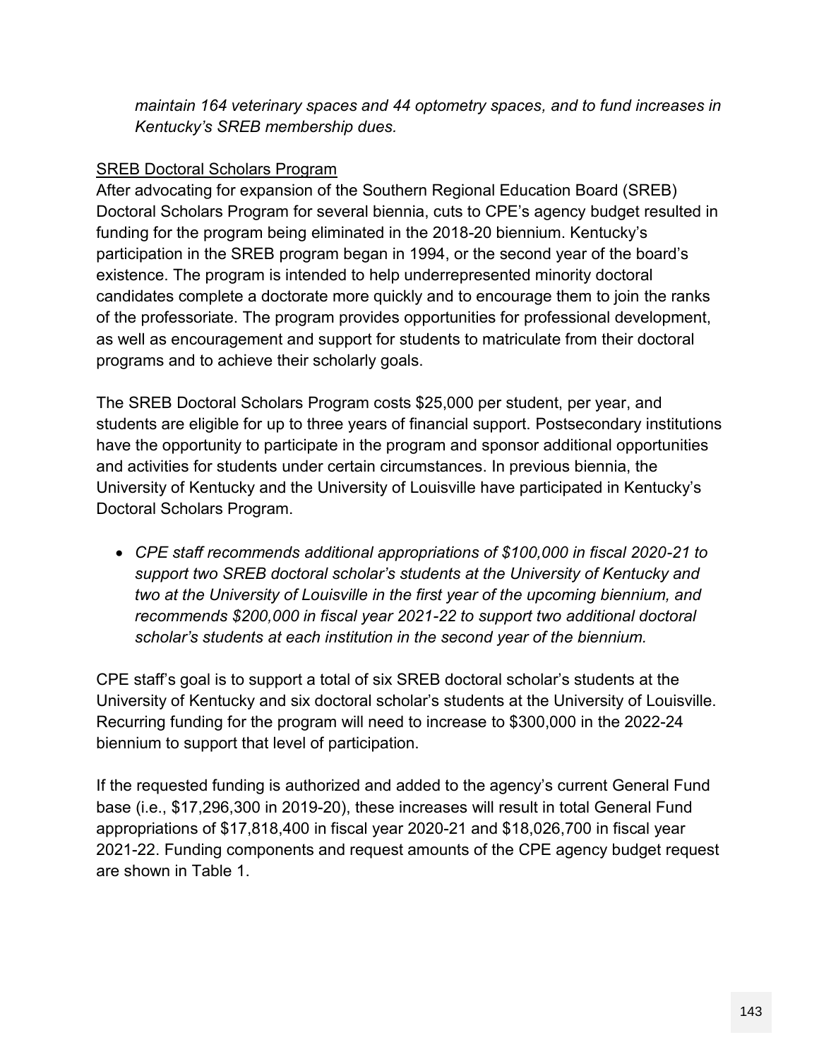*maintain 164 veterinary spaces and 44 optometry spaces, and to fund increases in Kentucky's SREB membership dues.*

<u>SREB Doctoral Scholars Program</u>

After advocating for expansion of the Southern Regional Education Board (SREB) Doctoral Scholars Program for several biennia, cuts to CPE's agency budget resulted in funding for the program being eliminated in the 2018-20 biennium. Kentucky's participation in the SREB program began in 1994, or the second year of the board's existence. The program is intended to help underrepresented minority doctoral candidates complete a doctorate more quickly and to encourage them to join the ranks of the professoriate. The program provides opportunities for professional development, as well as encouragement and support for students to matriculate from their doctoral programs and to achieve their scholarly goals.

The SREB Doctoral Scholars Program costs $25,000 per student, per year, and students are eligible for up to three years of financial support. Postsecondary institutions have the opportunity to participate in the program and sponsor additional opportunities and activities for students under certain circumstances. In previous biennia, the University of Kentucky and the University of Louisville have participated in Kentucky's Doctoral Scholars Program.

- *CPE staff recommends additional appropriations of $100,000 in fiscal 2020-21 to support two SREB doctoral scholar's students at the University of Kentucky and two at the University of Louisville in the first year of the upcoming biennium, and recommends $200,000 in fiscal year 2021-22 to support two additional doctoral scholar's students at each institution in the second year of the biennium.*

CPE staff's goal is to support a total of six SREB doctoral scholar's students at the University of Kentucky and six doctoral scholar's students at the University of Louisville. Recurring funding for the program will need to increase to $300,000 in the 2022-24 biennium to support that level of participation.

If the requested funding is authorized and added to the agency's current General Fund base (i.e., $17,296,300 in 2019-20), these increases will result in total General Fund appropriations of $17,818,400 in fiscal year 2020-21 and $18,026,700 in fiscal year 2021-22. Funding components and request amounts of the CPE agency budget request are shown in Table 1.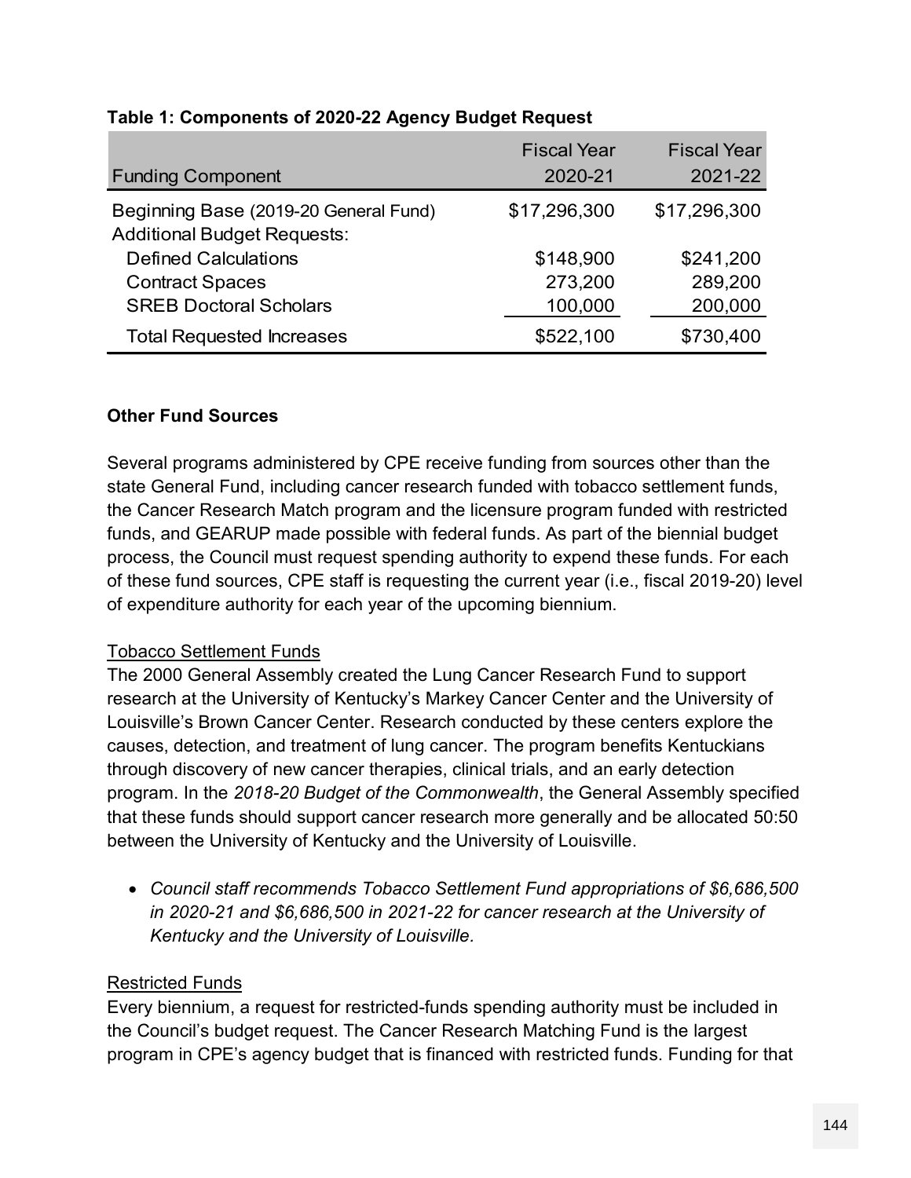**Table 1: Components of 2020-22 Agency Budget Request**

| Funding Component | Fiscal Year 2020-21 | Fiscal Year 2021-22 |
|---|---|---|
| Beginning Base (2019-20 General Fund) | $17,296,300 | $17,296,300 |
| Additional Budget Requests: | | |
| Defined Calculations | $148,900 | $241,200 |
| Contract Spaces | 273,200 | 289,200 |
| SREB Doctoral Scholars | 100,000 | 200,000 |
| Total Requested Increases | $522,100 | $730,400 |

**Other Fund Sources**

Several programs administered by CPE receive funding from sources other than the state General Fund, including cancer research funded with tobacco settlement funds, the Cancer Research Match program and the licensure program funded with restricted funds, and GEARUP made possible with federal funds. As part of the biennial budget process, the Council must request spending authority to expend these funds. For each of these fund sources, CPE staff is requesting the current year (i.e., fiscal 2019-20) level of expenditure authority for each year of the upcoming biennium.

Tobacco Settlement Funds

The 2000 General Assembly created the Lung Cancer Research Fund to support research at the University of Kentucky's Markey Cancer Center and the University of Louisville's Brown Cancer Center. Research conducted by these centers explore the causes, detection, and treatment of lung cancer. The program benefits Kentuckians through discovery of new cancer therapies, clinical trials, and an early detection program. In the *2018-20 Budget of the Commonwealth*, the General Assembly specified that these funds should support cancer research more generally and be allocated 50:50 between the University of Kentucky and the University of Louisville.

- *Council staff recommends Tobacco Settlement Fund appropriations of $6,686,500 in 2020-21 and $6,686,500 in 2021-22 for cancer research at the University of Kentucky and the University of Louisville.*

Restricted Funds

Every biennium, a request for restricted-funds spending authority must be included in the Council's budget request. The Cancer Research Matching Fund is the largest program in CPE's agency budget that is financed with restricted funds. Funding for that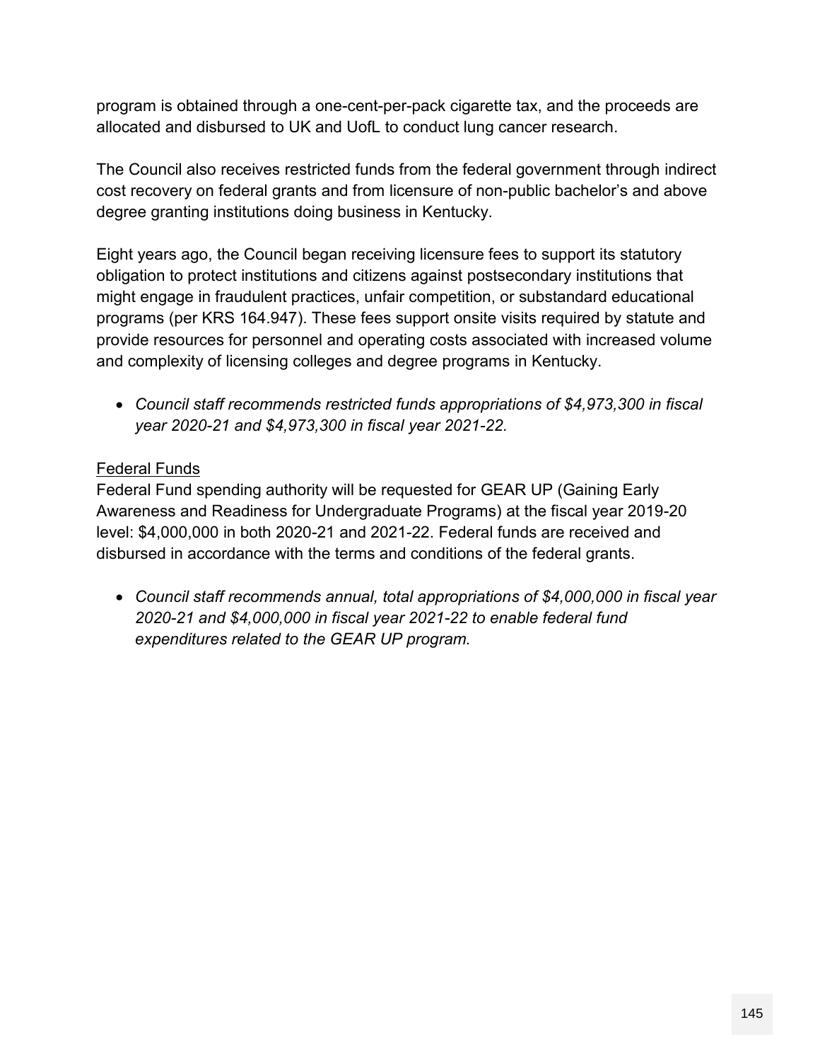program is obtained through a one-cent-per-pack cigarette tax, and the proceeds are allocated and disbursed to UK and UofL to conduct lung cancer research.

The Council also receives restricted funds from the federal government through indirect cost recovery on federal grants and from licensure of non-public bachelor's and above degree granting institutions doing business in Kentucky.

Eight years ago, the Council began receiving licensure fees to support its statutory obligation to protect institutions and citizens against postsecondary institutions that might engage in fraudulent practices, unfair competition, or substandard educational programs (per KRS 164.947). These fees support onsite visits required by statute and provide resources for personnel and operating costs associated with increased volume and complexity of licensing colleges and degree programs in Kentucky.

- *Council staff recommends restricted funds appropriations of $4,973,300 in fiscal year 2020-21 and $4,973,300 in fiscal year 2021-22.*

<u>Federal Funds</u>

Federal Fund spending authority will be requested for GEAR UP (Gaining Early Awareness and Readiness for Undergraduate Programs) at the fiscal year 2019-20 level: $4,000,000 in both 2020-21 and 2021-22. Federal funds are received and disbursed in accordance with the terms and conditions of the federal grants.

- *Council staff recommends annual, total appropriations of $4,000,000 in fiscal year 2020-21 and $4,000,000 in fiscal year 2021-22 to enable federal fund expenditures related to the GEAR UP program.*